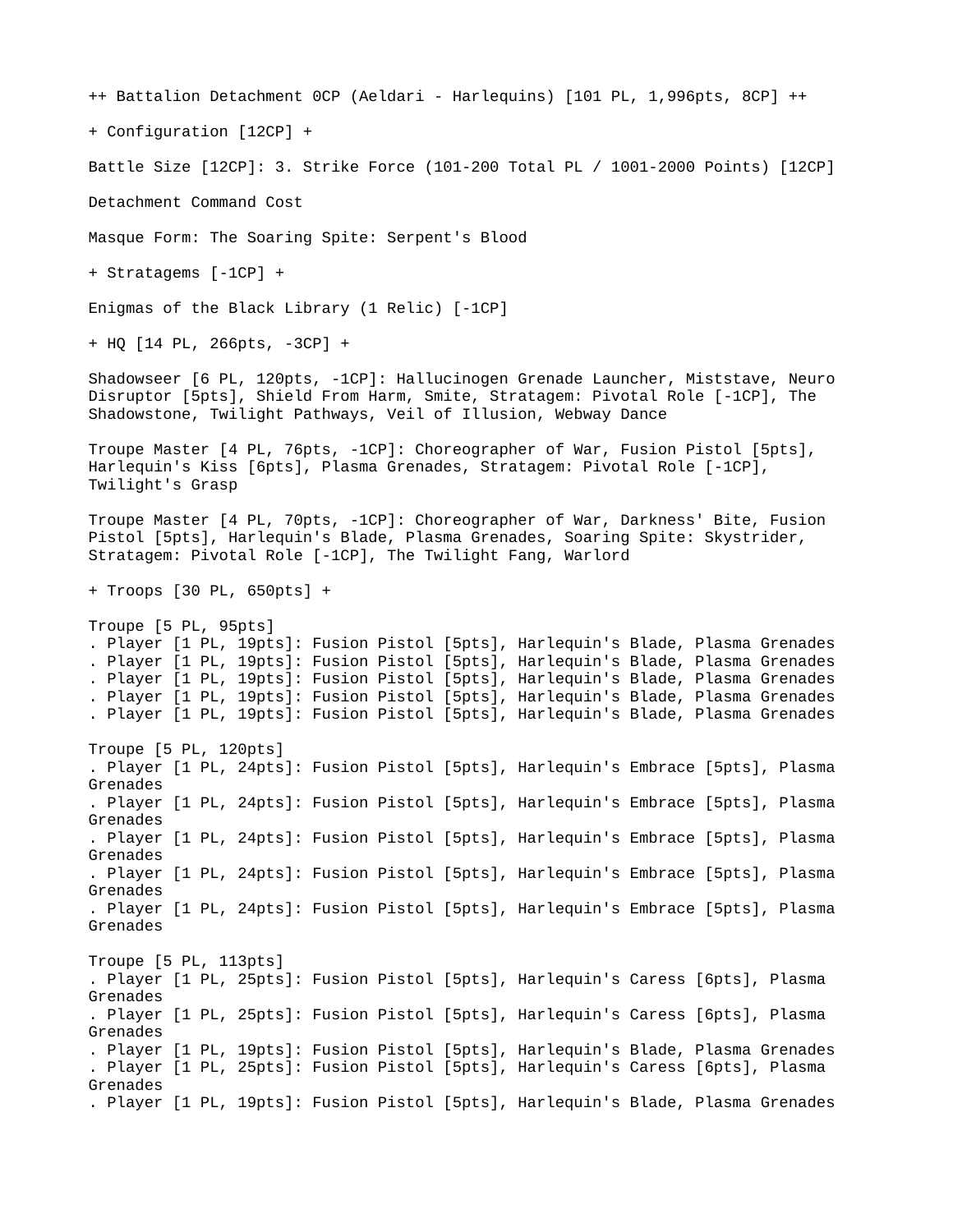++ Battalion Detachment 0CP (Aeldari - Harlequins) [101 PL, 1,996pts, 8CP] ++

+ Configuration [12CP] +

Battle Size [12CP]: 3. Strike Force (101-200 Total PL / 1001-2000 Points) [12CP]

Detachment Command Cost

Masque Form: The Soaring Spite: Serpent's Blood

+ Stratagems [-1CP] +

Enigmas of the Black Library (1 Relic) [-1CP]

+ HQ [14 PL, 266pts, -3CP] +

Shadowseer [6 PL, 120pts, -1CP]: Hallucinogen Grenade Launcher, Miststave, Neuro Disruptor [5pts], Shield From Harm, Smite, Stratagem: Pivotal Role [-1CP], The Shadowstone, Twilight Pathways, Veil of Illusion, Webway Dance

Troupe Master [4 PL, 76pts, -1CP]: Choreographer of War, Fusion Pistol [5pts], Harlequin's Kiss [6pts], Plasma Grenades, Stratagem: Pivotal Role [-1CP], Twilight's Grasp

Troupe Master [4 PL, 70pts, -1CP]: Choreographer of War, Darkness' Bite, Fusion Pistol [5pts], Harlequin's Blade, Plasma Grenades, Soaring Spite: Skystrider, Stratagem: Pivotal Role [-1CP], The Twilight Fang, Warlord

+ Troops [30 PL, 650pts] +

Troupe [5 PL, 95pts]
. Player [1 PL, 19pts]: Fusion Pistol [5pts], Harlequin's Blade, Plasma Grenades
. Player [1 PL, 19pts]: Fusion Pistol [5pts], Harlequin's Blade, Plasma Grenades
. Player [1 PL, 19pts]: Fusion Pistol [5pts], Harlequin's Blade, Plasma Grenades
. Player [1 PL, 19pts]: Fusion Pistol [5pts], Harlequin's Blade, Plasma Grenades
. Player [1 PL, 19pts]: Fusion Pistol [5pts], Harlequin's Blade, Plasma Grenades

Troupe [5 PL, 120pts]
. Player [1 PL, 24pts]: Fusion Pistol [5pts], Harlequin's Embrace [5pts], Plasma Grenades
. Player [1 PL, 24pts]: Fusion Pistol [5pts], Harlequin's Embrace [5pts], Plasma Grenades
. Player [1 PL, 24pts]: Fusion Pistol [5pts], Harlequin's Embrace [5pts], Plasma Grenades
. Player [1 PL, 24pts]: Fusion Pistol [5pts], Harlequin's Embrace [5pts], Plasma Grenades
. Player [1 PL, 24pts]: Fusion Pistol [5pts], Harlequin's Embrace [5pts], Plasma Grenades

Troupe [5 PL, 113pts]
. Player [1 PL, 25pts]: Fusion Pistol [5pts], Harlequin's Caress [6pts], Plasma Grenades
. Player [1 PL, 25pts]: Fusion Pistol [5pts], Harlequin's Caress [6pts], Plasma Grenades
. Player [1 PL, 19pts]: Fusion Pistol [5pts], Harlequin's Blade, Plasma Grenades
. Player [1 PL, 25pts]: Fusion Pistol [5pts], Harlequin's Caress [6pts], Plasma Grenades
. Player [1 PL, 19pts]: Fusion Pistol [5pts], Harlequin's Blade, Plasma Grenades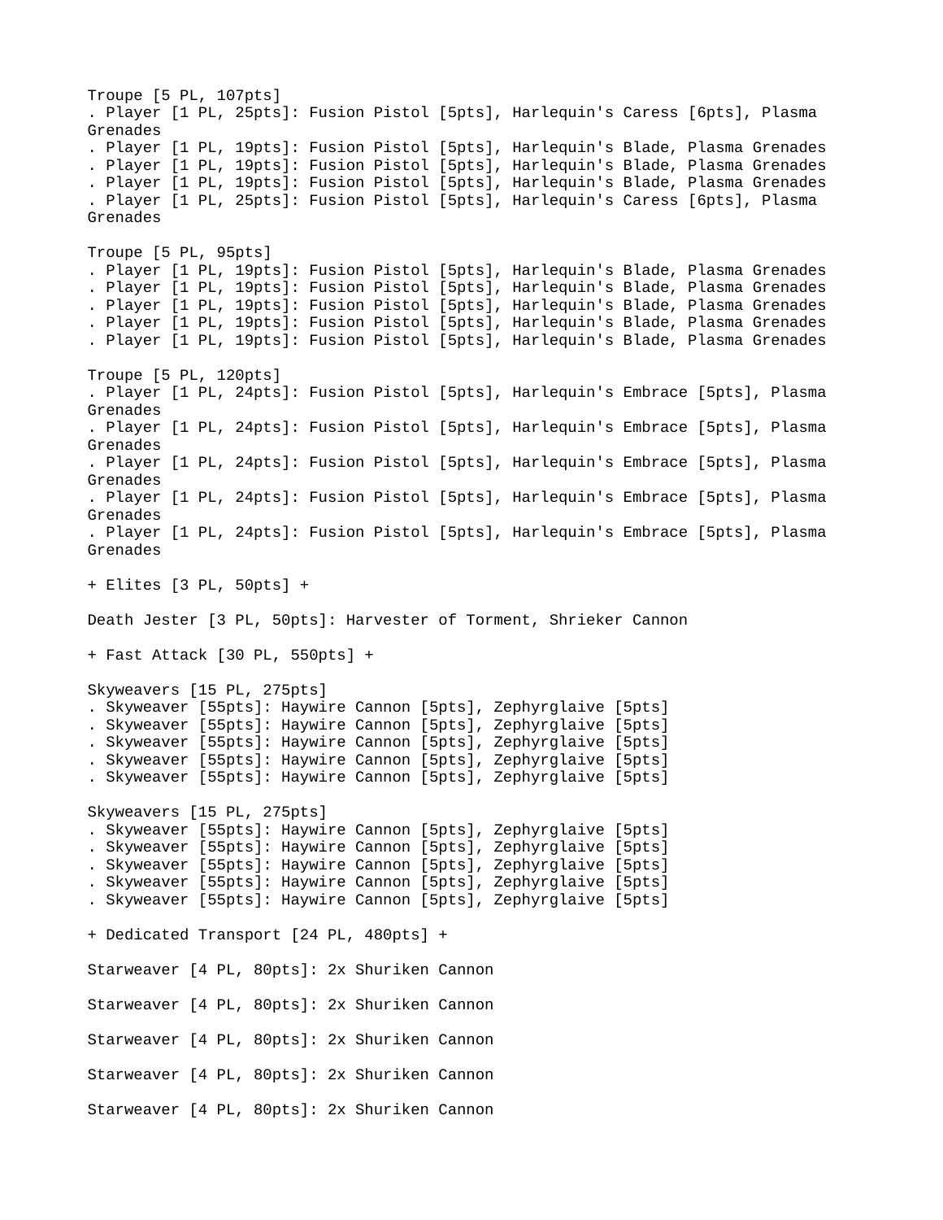Troupe [5 PL, 107pts]
. Player [1 PL, 25pts]: Fusion Pistol [5pts], Harlequin's Caress [6pts], Plasma Grenades
. Player [1 PL, 19pts]: Fusion Pistol [5pts], Harlequin's Blade, Plasma Grenades
. Player [1 PL, 19pts]: Fusion Pistol [5pts], Harlequin's Blade, Plasma Grenades
. Player [1 PL, 19pts]: Fusion Pistol [5pts], Harlequin's Blade, Plasma Grenades
. Player [1 PL, 25pts]: Fusion Pistol [5pts], Harlequin's Caress [6pts], Plasma Grenades

Troupe [5 PL, 95pts]
. Player [1 PL, 19pts]: Fusion Pistol [5pts], Harlequin's Blade, Plasma Grenades
. Player [1 PL, 19pts]: Fusion Pistol [5pts], Harlequin's Blade, Plasma Grenades
. Player [1 PL, 19pts]: Fusion Pistol [5pts], Harlequin's Blade, Plasma Grenades
. Player [1 PL, 19pts]: Fusion Pistol [5pts], Harlequin's Blade, Plasma Grenades
. Player [1 PL, 19pts]: Fusion Pistol [5pts], Harlequin's Blade, Plasma Grenades

Troupe [5 PL, 120pts]
. Player [1 PL, 24pts]: Fusion Pistol [5pts], Harlequin's Embrace [5pts], Plasma Grenades
. Player [1 PL, 24pts]: Fusion Pistol [5pts], Harlequin's Embrace [5pts], Plasma Grenades
. Player [1 PL, 24pts]: Fusion Pistol [5pts], Harlequin's Embrace [5pts], Plasma Grenades
. Player [1 PL, 24pts]: Fusion Pistol [5pts], Harlequin's Embrace [5pts], Plasma Grenades
. Player [1 PL, 24pts]: Fusion Pistol [5pts], Harlequin's Embrace [5pts], Plasma Grenades

+ Elites [3 PL, 50pts] +

Death Jester [3 PL, 50pts]: Harvester of Torment, Shrieker Cannon

+ Fast Attack [30 PL, 550pts] +

Skyweavers [15 PL, 275pts]
. Skyweaver [55pts]: Haywire Cannon [5pts], Zephyrglaive [5pts]
. Skyweaver [55pts]: Haywire Cannon [5pts], Zephyrglaive [5pts]
. Skyweaver [55pts]: Haywire Cannon [5pts], Zephyrglaive [5pts]
. Skyweaver [55pts]: Haywire Cannon [5pts], Zephyrglaive [5pts]
. Skyweaver [55pts]: Haywire Cannon [5pts], Zephyrglaive [5pts]

Skyweavers [15 PL, 275pts]
. Skyweaver [55pts]: Haywire Cannon [5pts], Zephyrglaive [5pts]
. Skyweaver [55pts]: Haywire Cannon [5pts], Zephyrglaive [5pts]
. Skyweaver [55pts]: Haywire Cannon [5pts], Zephyrglaive [5pts]
. Skyweaver [55pts]: Haywire Cannon [5pts], Zephyrglaive [5pts]
. Skyweaver [55pts]: Haywire Cannon [5pts], Zephyrglaive [5pts]

+ Dedicated Transport [24 PL, 480pts] +

Starweaver [4 PL, 80pts]: 2x Shuriken Cannon

Starweaver [4 PL, 80pts]: 2x Shuriken Cannon

Starweaver [4 PL, 80pts]: 2x Shuriken Cannon

Starweaver [4 PL, 80pts]: 2x Shuriken Cannon

Starweaver [4 PL, 80pts]: 2x Shuriken Cannon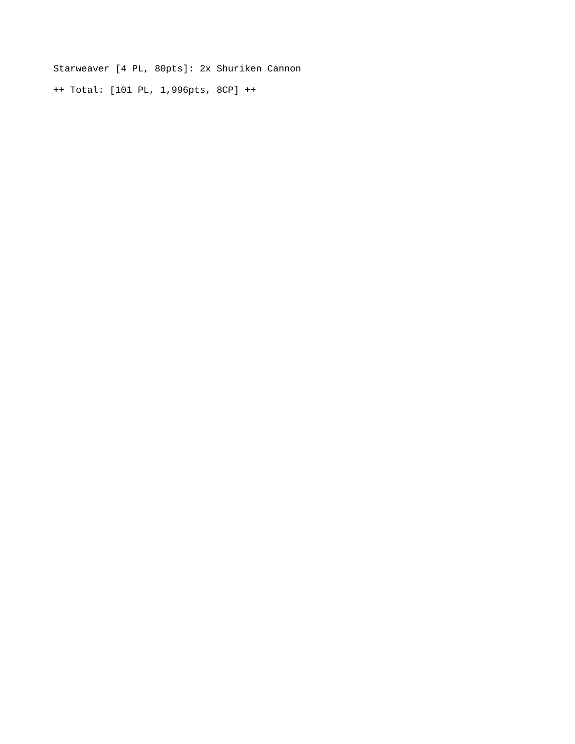Starweaver [4 PL, 80pts]: 2x Shuriken Cannon

++ Total: [101 PL, 1,996pts, 8CP] ++